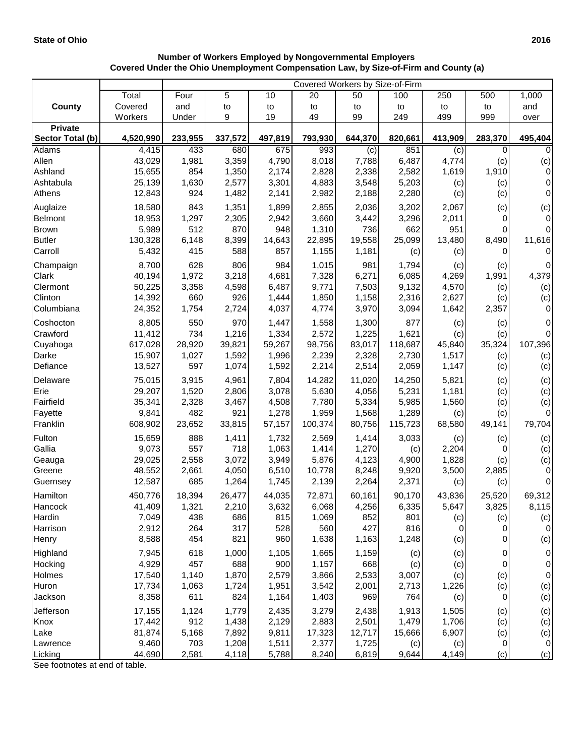**State of Ohio** **2016**

**Number of Workers Employed by Nongovernmental Employers**
**Covered Under the Ohio Unemployment Compensation Law, by Size-of-Firm and County (a)**

| | | Covered Workers by Size-of-Firm | | | | | | | | |
|---|---|---|---|---|---|---|---|---|---|---|
| **County** | Total Covered Workers | Four and Under | 5 to 9 | 10 to 19 | 20 to 49 | 50 to 99 | 100 to 249 | 250 to 499 | 500 to 999 | 1,000 and over |
| **Private Sector Total (b)** | **4,520,990** | **233,955** | **337,572** | **497,819** | **793,930** | **644,370** | **820,661** | **413,909** | **283,370** | **495,404** |
| Adams | 4,415 | 433 | 680 | 675 | 993 | (c) | 851 | (c) | 0 | 0 |
| Allen | 43,029 | 1,981 | 3,359 | 4,790 | 8,018 | 7,788 | 6,487 | 4,774 | (c) | (c) |
| Ashland | 15,655 | 854 | 1,350 | 2,174 | 2,828 | 2,338 | 2,582 | 1,619 | 1,910 | 0 |
| Ashtabula | 25,139 | 1,630 | 2,577 | 3,301 | 4,883 | 3,548 | 5,203 | (c) | (c) | 0 |
| Athens | 12,843 | 924 | 1,482 | 2,141 | 2,982 | 2,188 | 2,280 | (c) | (c) | 0 |
| Auglaize | 18,580 | 843 | 1,351 | 1,899 | 2,855 | 2,036 | 3,202 | 2,067 | (c) | (c) |
| Belmont | 18,953 | 1,297 | 2,305 | 2,942 | 3,660 | 3,442 | 3,296 | 2,011 | 0 | 0 |
| Brown | 5,989 | 512 | 870 | 948 | 1,310 | 736 | 662 | 951 | 0 | 0 |
| Butler | 130,328 | 6,148 | 8,399 | 14,643 | 22,895 | 19,558 | 25,099 | 13,480 | 8,490 | 11,616 |
| Carroll | 5,432 | 415 | 588 | 857 | 1,155 | 1,181 | (c) | (c) | 0 | 0 |
| Champaign | 8,700 | 628 | 806 | 984 | 1,015 | 981 | 1,794 | (c) | (c) | 0 |
| Clark | 40,194 | 1,972 | 3,218 | 4,681 | 7,328 | 6,271 | 6,085 | 4,269 | 1,991 | 4,379 |
| Clermont | 50,225 | 3,358 | 4,598 | 6,487 | 9,771 | 7,503 | 9,132 | 4,570 | (c) | (c) |
| Clinton | 14,392 | 660 | 926 | 1,444 | 1,850 | 1,158 | 2,316 | 2,627 | (c) | (c) |
| Columbiana | 24,352 | 1,754 | 2,724 | 4,037 | 4,774 | 3,970 | 3,094 | 1,642 | 2,357 | 0 |
| Coshocton | 8,805 | 550 | 970 | 1,447 | 1,558 | 1,300 | 877 | (c) | (c) | 0 |
| Crawford | 11,412 | 734 | 1,216 | 1,334 | 2,572 | 1,225 | 1,621 | (c) | (c) | 0 |
| Cuyahoga | 617,028 | 28,920 | 39,821 | 59,267 | 98,756 | 83,017 | 118,687 | 45,840 | 35,324 | 107,396 |
| Darke | 15,907 | 1,027 | 1,592 | 1,996 | 2,239 | 2,328 | 2,730 | 1,517 | (c) | (c) |
| Defiance | 13,527 | 597 | 1,074 | 1,592 | 2,214 | 2,514 | 2,059 | 1,147 | (c) | (c) |
| Delaware | 75,015 | 3,915 | 4,961 | 7,804 | 14,282 | 11,020 | 14,250 | 5,821 | (c) | (c) |
| Erie | 29,207 | 1,520 | 2,806 | 3,078 | 5,630 | 4,056 | 5,231 | 1,181 | (c) | (c) |
| Fairfield | 35,341 | 2,328 | 3,467 | 4,508 | 7,780 | 5,334 | 5,985 | 1,560 | (c) | (c) |
| Fayette | 9,841 | 482 | 921 | 1,278 | 1,959 | 1,568 | 1,289 | (c) | (c) | 0 |
| Franklin | 608,902 | 23,652 | 33,815 | 57,157 | 100,374 | 80,756 | 115,723 | 68,580 | 49,141 | 79,704 |
| Fulton | 15,659 | 888 | 1,411 | 1,732 | 2,569 | 1,414 | 3,033 | (c) | (c) | (c) |
| Gallia | 9,073 | 557 | 718 | 1,063 | 1,414 | 1,270 | (c) | 2,204 | 0 | (c) |
| Geauga | 29,025 | 2,558 | 3,072 | 3,949 | 5,876 | 4,123 | 4,900 | 1,828 | (c) | (c) |
| Greene | 48,552 | 2,661 | 4,050 | 6,510 | 10,778 | 8,248 | 9,920 | 3,500 | 2,885 | 0 |
| Guernsey | 12,587 | 685 | 1,264 | 1,745 | 2,139 | 2,264 | 2,371 | (c) | (c) | 0 |
| Hamilton | 450,776 | 18,394 | 26,477 | 44,035 | 72,871 | 60,161 | 90,170 | 43,836 | 25,520 | 69,312 |
| Hancock | 41,409 | 1,321 | 2,210 | 3,632 | 6,068 | 4,256 | 6,335 | 5,647 | 3,825 | 8,115 |
| Hardin | 7,049 | 438 | 686 | 815 | 1,069 | 852 | 801 | (c) | (c) | (c) |
| Harrison | 2,912 | 264 | 317 | 528 | 560 | 427 | 816 | 0 | 0 | 0 |
| Henry | 8,588 | 454 | 821 | 960 | 1,638 | 1,163 | 1,248 | (c) | 0 | (c) |
| Highland | 7,945 | 618 | 1,000 | 1,105 | 1,665 | 1,159 | (c) | (c) | 0 | 0 |
| Hocking | 4,929 | 457 | 688 | 900 | 1,157 | 668 | (c) | (c) | 0 | 0 |
| Holmes | 17,540 | 1,140 | 1,870 | 2,579 | 3,866 | 2,533 | 3,007 | (c) | (c) | 0 |
| Huron | 17,734 | 1,063 | 1,724 | 1,951 | 3,542 | 2,001 | 2,713 | 1,226 | (c) | (c) |
| Jackson | 8,358 | 611 | 824 | 1,164 | 1,403 | 969 | 764 | (c) | 0 | (c) |
| Jefferson | 17,155 | 1,124 | 1,779 | 2,435 | 3,279 | 2,438 | 1,913 | 1,505 | (c) | (c) |
| Knox | 17,442 | 912 | 1,438 | 2,129 | 2,883 | 2,501 | 1,479 | 1,706 | (c) | (c) |
| Lake | 81,874 | 5,168 | 7,892 | 9,811 | 17,323 | 12,717 | 15,666 | 6,907 | (c) | (c) |
| Lawrence | 9,460 | 703 | 1,208 | 1,511 | 2,377 | 1,725 | (c) | (c) | 0 | 0 |
| Licking | 44,690 | 2,581 | 4,118 | 5,788 | 8,240 | 6,819 | 9,644 | 4,149 | (c) | (c) |

See footnotes at end of table.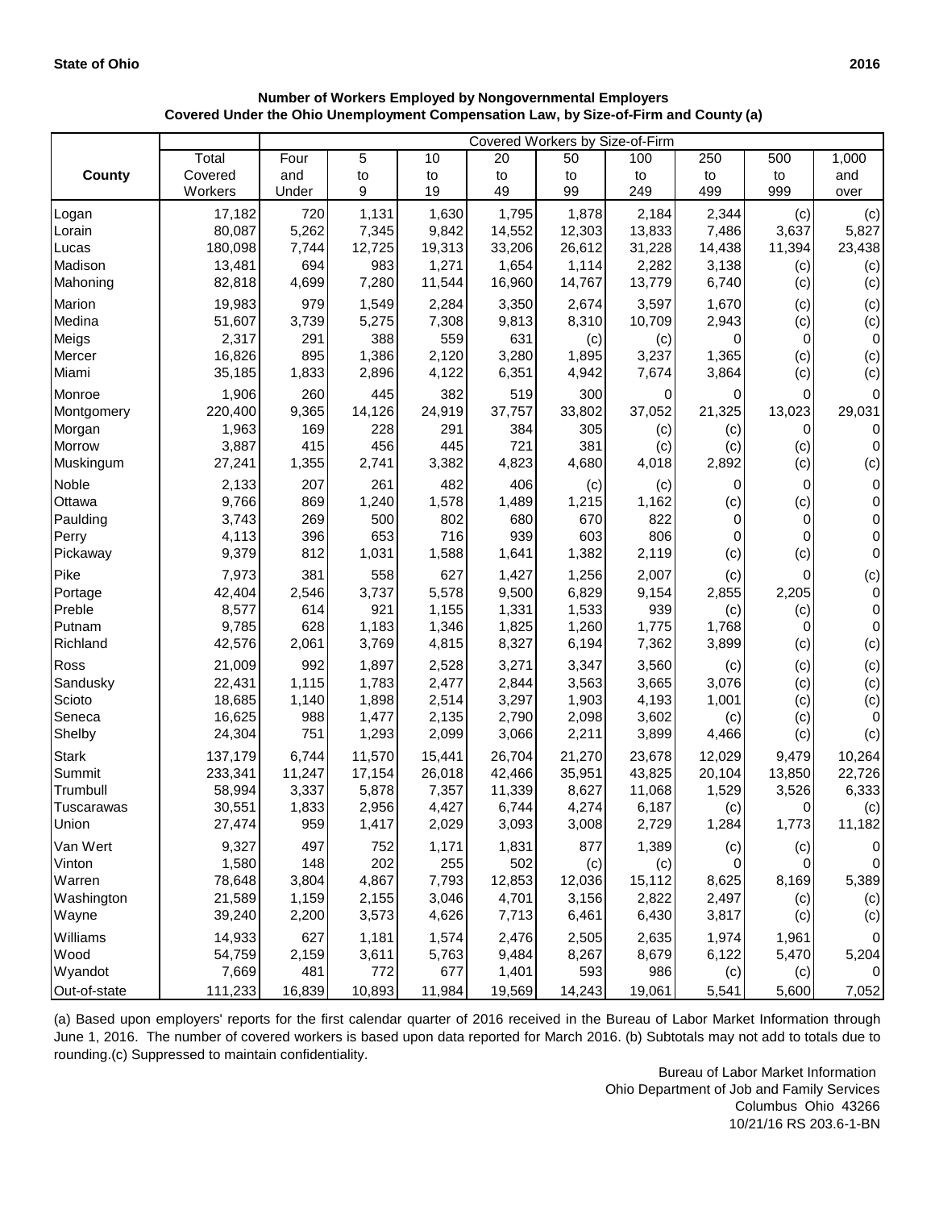**State of Ohio** **2016**

**Number of Workers Employed by Nongovernmental Employers**
**Covered Under the Ohio Unemployment Compensation Law, by Size-of-Firm and County (a)**

| County | Total Covered Workers | Covered Workers by Size-of-Firm | | | | | | | | |
|---|---|---|---|---|---|---|---|---|---|---|
| | | Four and Under | 5 to 9 | 10 to 19 | 20 to 49 | 50 to 99 | 100 to 249 | 250 to 499 | 500 to 999 | 1,000 and over |
| Logan | 17,182 | 720 | 1,131 | 1,630 | 1,795 | 1,878 | 2,184 | 2,344 | (c) | (c) |
| Lorain | 80,087 | 5,262 | 7,345 | 9,842 | 14,552 | 12,303 | 13,833 | 7,486 | 3,637 | 5,827 |
| Lucas | 180,098 | 7,744 | 12,725 | 19,313 | 33,206 | 26,612 | 31,228 | 14,438 | 11,394 | 23,438 |
| Madison | 13,481 | 694 | 983 | 1,271 | 1,654 | 1,114 | 2,282 | 3,138 | (c) | (c) |
| Mahoning | 82,818 | 4,699 | 7,280 | 11,544 | 16,960 | 14,767 | 13,779 | 6,740 | (c) | (c) |
| Marion | 19,983 | 979 | 1,549 | 2,284 | 3,350 | 2,674 | 3,597 | 1,670 | (c) | (c) |
| Medina | 51,607 | 3,739 | 5,275 | 7,308 | 9,813 | 8,310 | 10,709 | 2,943 | (c) | (c) |
| Meigs | 2,317 | 291 | 388 | 559 | 631 | (c) | (c) | 0 | 0 | 0 |
| Mercer | 16,826 | 895 | 1,386 | 2,120 | 3,280 | 1,895 | 3,237 | 1,365 | (c) | (c) |
| Miami | 35,185 | 1,833 | 2,896 | 4,122 | 6,351 | 4,942 | 7,674 | 3,864 | (c) | (c) |
| Monroe | 1,906 | 260 | 445 | 382 | 519 | 300 | 0 | 0 | 0 | 0 |
| Montgomery | 220,400 | 9,365 | 14,126 | 24,919 | 37,757 | 33,802 | 37,052 | 21,325 | 13,023 | 29,031 |
| Morgan | 1,963 | 169 | 228 | 291 | 384 | 305 | (c) | (c) | 0 | 0 |
| Morrow | 3,887 | 415 | 456 | 445 | 721 | 381 | (c) | (c) | (c) | 0 |
| Muskingum | 27,241 | 1,355 | 2,741 | 3,382 | 4,823 | 4,680 | 4,018 | 2,892 | (c) | (c) |
| Noble | 2,133 | 207 | 261 | 482 | 406 | (c) | (c) | 0 | 0 | 0 |
| Ottawa | 9,766 | 869 | 1,240 | 1,578 | 1,489 | 1,215 | 1,162 | (c) | (c) | 0 |
| Paulding | 3,743 | 269 | 500 | 802 | 680 | 670 | 822 | 0 | 0 | 0 |
| Perry | 4,113 | 396 | 653 | 716 | 939 | 603 | 806 | 0 | 0 | 0 |
| Pickaway | 9,379 | 812 | 1,031 | 1,588 | 1,641 | 1,382 | 2,119 | (c) | (c) | 0 |
| Pike | 7,973 | 381 | 558 | 627 | 1,427 | 1,256 | 2,007 | (c) | 0 | (c) |
| Portage | 42,404 | 2,546 | 3,737 | 5,578 | 9,500 | 6,829 | 9,154 | 2,855 | 2,205 | 0 |
| Preble | 8,577 | 614 | 921 | 1,155 | 1,331 | 1,533 | 939 | (c) | (c) | 0 |
| Putnam | 9,785 | 628 | 1,183 | 1,346 | 1,825 | 1,260 | 1,775 | 1,768 | 0 | 0 |
| Richland | 42,576 | 2,061 | 3,769 | 4,815 | 8,327 | 6,194 | 7,362 | 3,899 | (c) | (c) |
| Ross | 21,009 | 992 | 1,897 | 2,528 | 3,271 | 3,347 | 3,560 | (c) | (c) | (c) |
| Sandusky | 22,431 | 1,115 | 1,783 | 2,477 | 2,844 | 3,563 | 3,665 | 3,076 | (c) | (c) |
| Scioto | 18,685 | 1,140 | 1,898 | 2,514 | 3,297 | 1,903 | 4,193 | 1,001 | (c) | (c) |
| Seneca | 16,625 | 988 | 1,477 | 2,135 | 2,790 | 2,098 | 3,602 | (c) | (c) | 0 |
| Shelby | 24,304 | 751 | 1,293 | 2,099 | 3,066 | 2,211 | 3,899 | 4,466 | (c) | (c) |
| Stark | 137,179 | 6,744 | 11,570 | 15,441 | 26,704 | 21,270 | 23,678 | 12,029 | 9,479 | 10,264 |
| Summit | 233,341 | 11,247 | 17,154 | 26,018 | 42,466 | 35,951 | 43,825 | 20,104 | 13,850 | 22,726 |
| Trumbull | 58,994 | 3,337 | 5,878 | 7,357 | 11,339 | 8,627 | 11,068 | 1,529 | 3,526 | 6,333 |
| Tuscarawas | 30,551 | 1,833 | 2,956 | 4,427 | 6,744 | 4,274 | 6,187 | (c) | 0 | (c) |
| Union | 27,474 | 959 | 1,417 | 2,029 | 3,093 | 3,008 | 2,729 | 1,284 | 1,773 | 11,182 |
| Van Wert | 9,327 | 497 | 752 | 1,171 | 1,831 | 877 | 1,389 | (c) | (c) | 0 |
| Vinton | 1,580 | 148 | 202 | 255 | 502 | (c) | (c) | 0 | 0 | 0 |
| Warren | 78,648 | 3,804 | 4,867 | 7,793 | 12,853 | 12,036 | 15,112 | 8,625 | 8,169 | 5,389 |
| Washington | 21,589 | 1,159 | 2,155 | 3,046 | 4,701 | 3,156 | 2,822 | 2,497 | (c) | (c) |
| Wayne | 39,240 | 2,200 | 3,573 | 4,626 | 7,713 | 6,461 | 6,430 | 3,817 | (c) | (c) |
| Williams | 14,933 | 627 | 1,181 | 1,574 | 2,476 | 2,505 | 2,635 | 1,974 | 1,961 | 0 |
| Wood | 54,759 | 2,159 | 3,611 | 5,763 | 9,484 | 8,267 | 8,679 | 6,122 | 5,470 | 5,204 |
| Wyandot | 7,669 | 481 | 772 | 677 | 1,401 | 593 | 986 | (c) | (c) | 0 |
| Out-of-state | 111,233 | 16,839 | 10,893 | 11,984 | 19,569 | 14,243 | 19,061 | 5,541 | 5,600 | 7,052 |

(a) Based upon employers' reports for the first calendar quarter of 2016 received in the Bureau of Labor Market Information through June 1, 2016. The number of covered workers is based upon data reported for March 2016. (b) Subtotals may not add to totals due to rounding.(c) Suppressed to maintain confidentiality.

Bureau of Labor Market Information
Ohio Department of Job and Family Services
Columbus Ohio 43266
10/21/16 RS 203.6-1-BN